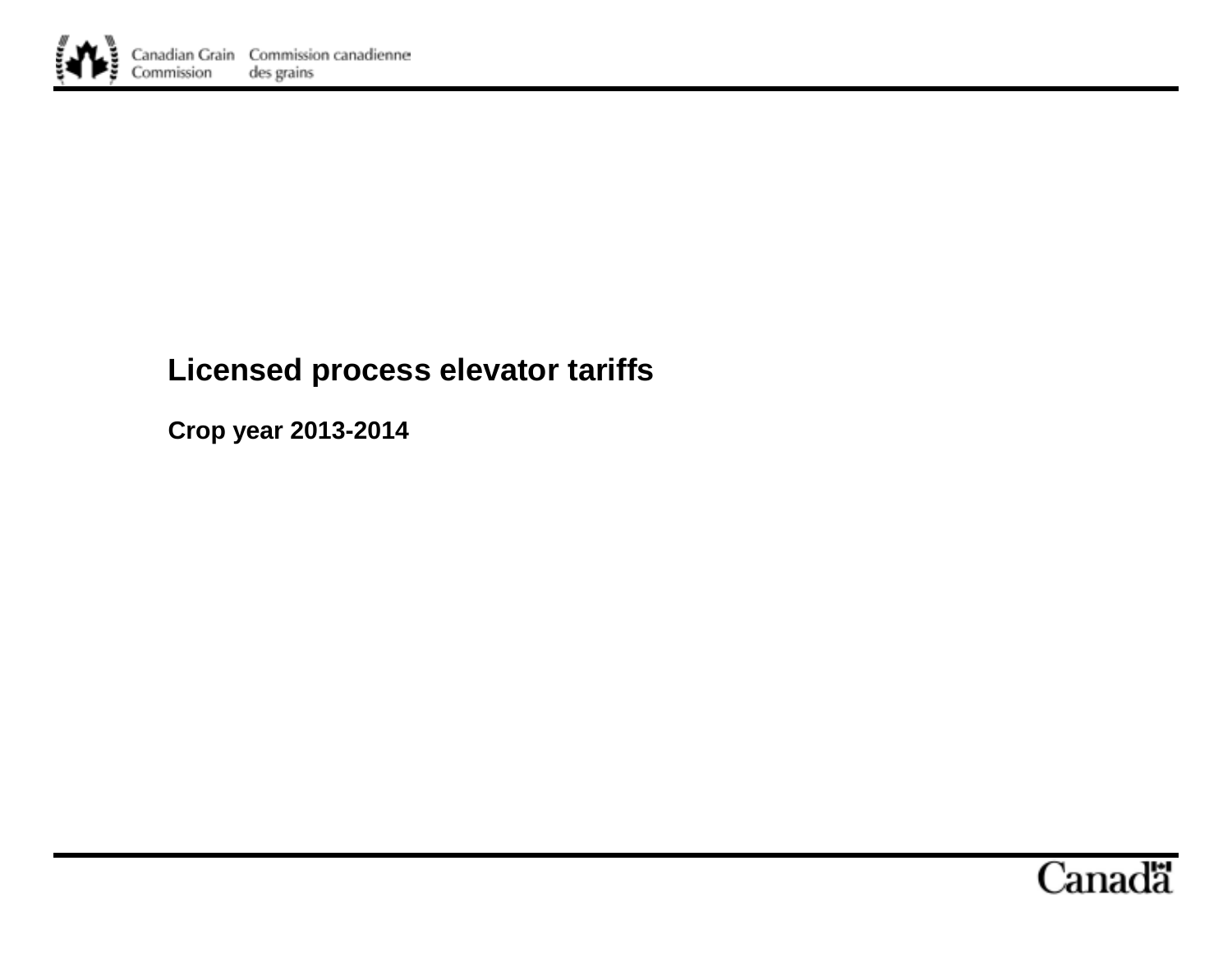# Licensed process elevator tariffs

## Crop year 2013-2014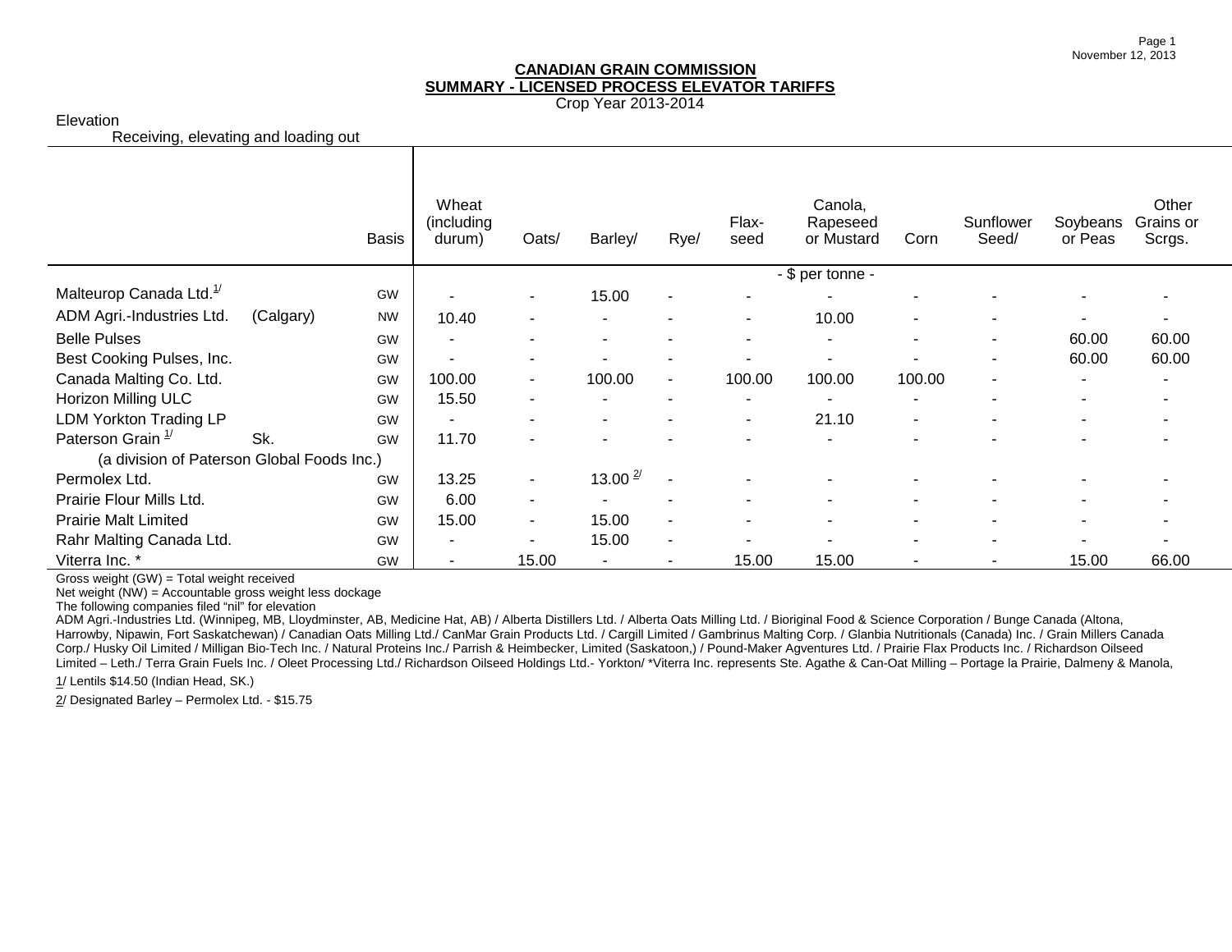# CANADIAN GRAIN COMMISSION

## SUMMARY - LICENSED PROCESS ELEVATOR TARIFFS

Crop Year 2013-2014

Elevation

Receiving, elevating and loading out

| | Basis | Wheat (including durum) | Oats/ | Barley/ | Rye/ | Flax-seed | Canola, Rapeseed or Mustard | Corn | Sunflower Seed/ | Soybeans or Peas | Other Grains or Scrgs. |
|---|---|---|---|---|---|---|---|---|---|---|---|
| | | | | | | | - $ per tonne - | | | | |
| Malteurop Canada Ltd.[1/] | GW | - | - | 15.00 | - | - | - | - | - | - | - |
| ADM Agri.-Industries Ltd. (Calgary) | NW | 10.40 | - | - | - | - | 10.00 | - | - | - | - |
| Belle Pulses | GW | - | - | - | - | - | - | - | - | 60.00 | 60.00 |
| Best Cooking Pulses, Inc. | GW | - | - | - | - | - | - | - | - | 60.00 | 60.00 |
| Canada Malting Co. Ltd. | GW | 100.00 | - | 100.00 | - | 100.00 | 100.00 | 100.00 | - | - | - |
| Horizon Milling ULC | GW | 15.50 | - | - | - | - | - | - | - | - | - |
| LDM Yorkton Trading LP | GW | - | - | - | - | - | 21.10 | - | - | - | - |
| Paterson Grain [1/] Sk. (a division of Paterson Global Foods Inc.) | GW | 11.70 | - | - | - | - | - | - | - | - | - |
| Permolex Ltd. | GW | 13.25 | - | 13.00 [2/] | - | - | - | - | - | - | - |
| Prairie Flour Mills Ltd. | GW | 6.00 | - | - | - | - | - | - | - | - | - |
| Prairie Malt Limited | GW | 15.00 | - | 15.00 | - | - | - | - | - | - | - |
| Rahr Malting Canada Ltd. | GW | - | - | 15.00 | - | - | - | - | - | - | - |
| Viterra Inc. * | GW | - | 15.00 | - | - | 15.00 | 15.00 | - | - | 15.00 | 66.00 |

Gross weight (GW) = Total weight received

Net weight (NW) = Accountable gross weight less dockage

The following companies filed "nil" for elevation

ADM Agri.-Industries Ltd. (Winnipeg, MB, Lloydminster, AB, Medicine Hat, AB) / Alberta Distillers Ltd. / Alberta Oats Milling Ltd. / Bioriginal Food & Science Corporation / Bunge Canada (Altona, Harrowby, Nipawin, Fort Saskatchewan) / Canadian Oats Milling Ltd./ CanMar Grain Products Ltd. / Cargill Limited / Gambrinus Malting Corp. / Glanbia Nutritionals (Canada) Inc. / Grain Millers Canada Corp./ Husky Oil Limited / Milligan Bio-Tech Inc. / Natural Proteins Inc./ Parrish & Heimbecker, Limited (Saskatoon,) / Pound-Maker Agventures Ltd. / Prairie Flax Products Inc. / Richardson Oilseed Limited – Leth./ Terra Grain Fuels Inc. / Oleet Processing Ltd./ Richardson Oilseed Holdings Ltd.- Yorkton/ *Viterra Inc. represents Ste. Agathe & Can-Oat Milling – Portage la Prairie, Dalmeny & Manola,

1/ Lentils $14.50 (Indian Head, SK.)

2/ Designated Barley – Permolex Ltd. - $15.75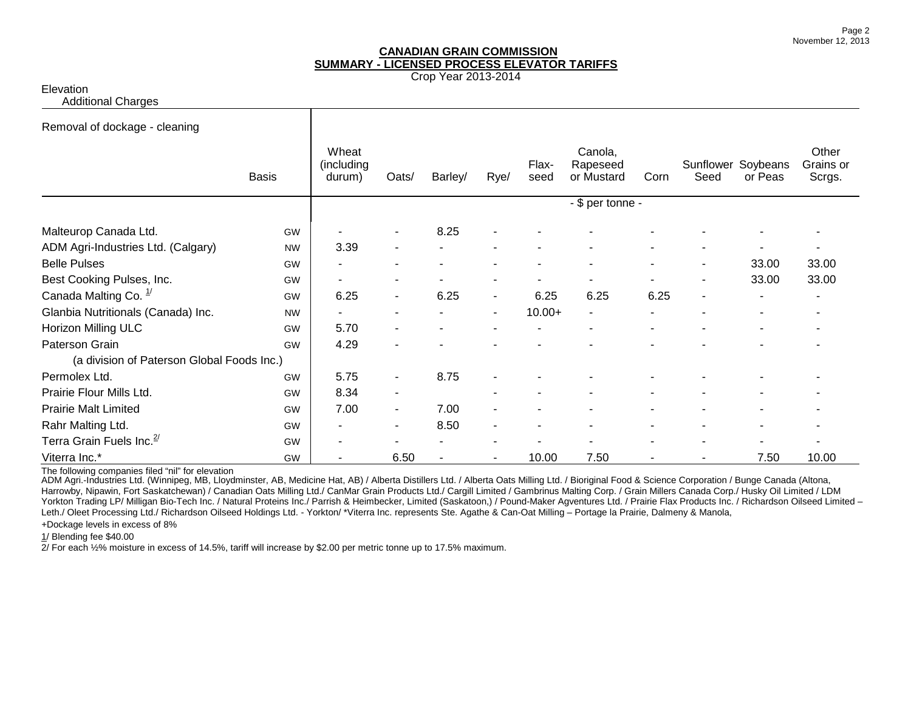**CANADIAN GRAIN COMMISSION**
**SUMMARY - LICENSED PROCESS ELEVATOR TARIFFS**
Crop Year 2013-2014

Elevation
Additional Charges

| Removal of dockage - cleaning | Basis | Wheat (including durum) | Oats/ | Barley/ | Rye/ | Flax-seed | Canola, Rapeseed or Mustard | Corn | Sunflower Seed | Soybeans or Peas | Other Grains or Scrgs. |
|---|---|---|---|---|---|---|---|---|---|---|---|
| | | - $ per tonne - | | | | | | | | | |
| Malteurop Canada Ltd. | GW | - | - | 8.25 | - | - | - | - | - | - | - |
| ADM Agri-Industries Ltd. (Calgary) | NW | 3.39 | - | - | - | - | - | - | - | - | - |
| Belle Pulses | GW | - | - | - | - | - | - | - | - | 33.00 | 33.00 |
| Best Cooking Pulses, Inc. | GW | - | - | - | - | - | - | - | - | 33.00 | 33.00 |
| Canada Malting Co. [1/] | GW | 6.25 | - | 6.25 | - | 6.25 | 6.25 | 6.25 | - | - | - |
| Glanbia Nutritionals (Canada) Inc. | NW | - | - | - | - | 10.00+ | - | - | - | - | - |
| Horizon Milling ULC | GW | 5.70 | - | - | - | - | - | - | - | - | - |
| Paterson Grain (a division of Paterson Global Foods Inc.) | GW | 4.29 | - | - | - | - | - | - | - | - | - |
| Permolex Ltd. | GW | 5.75 | - | 8.75 | - | - | - | - | - | - | - |
| Prairie Flour Mills Ltd. | GW | 8.34 | - | | - | - | - | - | - | - | - |
| Prairie Malt Limited | GW | 7.00 | - | 7.00 | - | - | - | - | - | - | - |
| Rahr Malting Ltd. | GW | - | - | 8.50 | - | - | - | - | - | - | - |
| Terra Grain Fuels Inc.[2/] | GW | - | - | - | - | - | - | - | - | - | - |
| Viterra Inc.* | GW | - | 6.50 | - | - | 10.00 | 7.50 | - | - | 7.50 | 10.00 |

The following companies filed "nil" for elevation
ADM Agri.-Industries Ltd. (Winnipeg, MB, Lloydminster, AB, Medicine Hat, AB) / Alberta Distillers Ltd. / Alberta Oats Milling Ltd. / Bioriginal Food & Science Corporation / Bunge Canada (Altona, Harrowby, Nipawin, Fort Saskatchewan) / Canadian Oats Milling Ltd./ CanMar Grain Products Ltd./ Cargill Limited / Gambrinus Malting Corp. / Grain Millers Canada Corp./ Husky Oil Limited / LDM Yorkton Trading LP/ Milligan Bio-Tech Inc. / Natural Proteins Inc./ Parrish & Heimbecker, Limited (Saskatoon,) / Pound-Maker Agventures Ltd. / Prairie Flax Products Inc. / Richardson Oilseed Limited – Leth./ Oleet Processing Ltd./ Richardson Oilseed Holdings Ltd. - Yorkton/ *Viterra Inc. represents Ste. Agathe & Can-Oat Milling – Portage la Prairie, Dalmeny & Manola,

+Dockage levels in excess of 8%

1/ Blending fee $40.00

2/ For each ½% moisture in excess of 14.5%, tariff will increase by $2.00 per metric tonne up to 17.5% maximum.